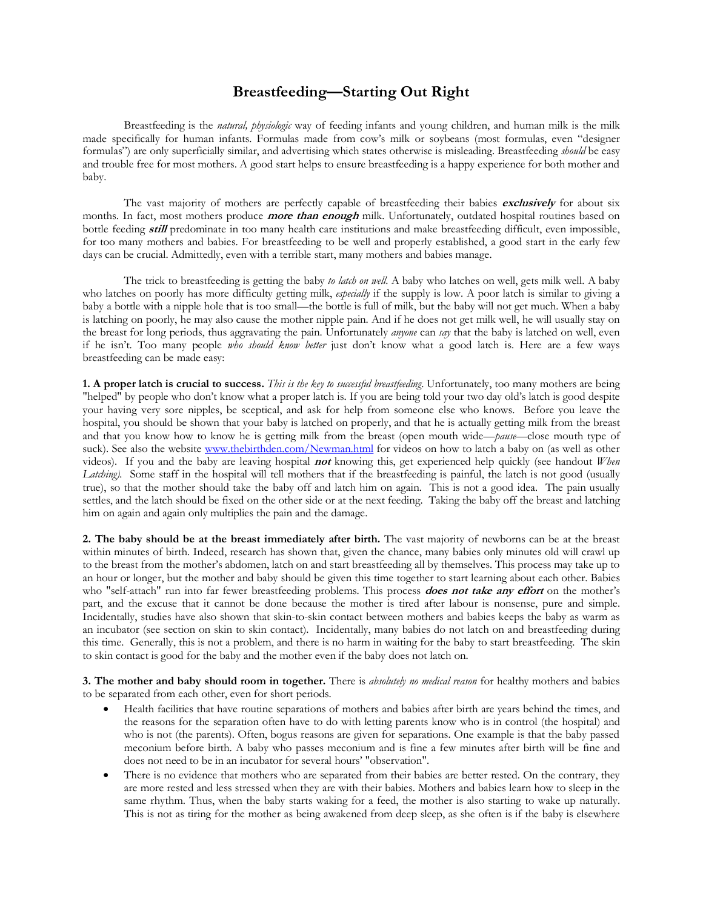# Breastfeeding—Starting Out Right

Breastfeeding is the *natural, physiologic* way of feeding infants and young children, and human milk is the milk made specifically for human infants. Formulas made from cow's milk or soybeans (most formulas, even "designer formulas") are only superficially similar, and advertising which states otherwise is misleading. Breastfeeding *should* be easy and trouble free for most mothers. A good start helps to ensure breastfeeding is a happy experience for both mother and baby.

The vast majority of mothers are perfectly capable of breastfeeding their babies ***exclusively*** for about six months. In fact, most mothers produce ***more than enough*** milk. Unfortunately, outdated hospital routines based on bottle feeding ***still*** predominate in too many health care institutions and make breastfeeding difficult, even impossible, for too many mothers and babies. For breastfeeding to be well and properly established, a good start in the early few days can be crucial. Admittedly, even with a terrible start, many mothers and babies manage.

The trick to breastfeeding is getting the baby *to latch on well*. A baby who latches on well, gets milk well. A baby who latches on poorly has more difficulty getting milk, *especially* if the supply is low. A poor latch is similar to giving a baby a bottle with a nipple hole that is too small—the bottle is full of milk, but the baby will not get much. When a baby is latching on poorly, he may also cause the mother nipple pain. And if he does not get milk well, he will usually stay on the breast for long periods, thus aggravating the pain. Unfortunately *anyone* can *say* that the baby is latched on well, even if he isn't. Too many people *who should know better* just don't know what a good latch is. Here are a few ways breastfeeding can be made easy:

**1. A proper latch is crucial to success.** *This is the key to successful breastfeeding.* Unfortunately, too many mothers are being "helped" by people who don't know what a proper latch is. If you are being told your two day old's latch is good despite your having very sore nipples, be sceptical, and ask for help from someone else who knows. Before you leave the hospital, you should be shown that your baby is latched on properly, and that he is actually getting milk from the breast and that you know how to know he is getting milk from the breast (open mouth wide—*pause*—close mouth type of suck). See also the website [www.thebirthden.com/Newman.html](http://www.thebirthden.com/Newman.html) for videos on how to latch a baby on (as well as other videos). If you and the baby are leaving hospital ***not*** knowing this, get experienced help quickly (see handout *When Latching).* Some staff in the hospital will tell mothers that if the breastfeeding is painful, the latch is not good (usually true), so that the mother should take the baby off and latch him on again. This is not a good idea. The pain usually settles, and the latch should be fixed on the other side or at the next feeding. Taking the baby off the breast and latching him on again and again only multiplies the pain and the damage.

**2. The baby should be at the breast immediately after birth.** The vast majority of newborns can be at the breast within minutes of birth. Indeed, research has shown that, given the chance, many babies only minutes old will crawl up to the breast from the mother's abdomen, latch on and start breastfeeding all by themselves. This process may take up to an hour or longer, but the mother and baby should be given this time together to start learning about each other. Babies who "self-attach" run into far fewer breastfeeding problems. This process ***does not take any effort*** on the mother's part, and the excuse that it cannot be done because the mother is tired after labour is nonsense, pure and simple. Incidentally, studies have also shown that skin-to-skin contact between mothers and babies keeps the baby as warm as an incubator (see section on skin to skin contact). Incidentally, many babies do not latch on and breastfeeding during this time. Generally, this is not a problem, and there is no harm in waiting for the baby to start breastfeeding. The skin to skin contact is good for the baby and the mother even if the baby does not latch on.

**3. The mother and baby should room in together.** There is *absolutely no medical reason* for healthy mothers and babies to be separated from each other, even for short periods.

- Health facilities that have routine separations of mothers and babies after birth are years behind the times, and the reasons for the separation often have to do with letting parents know who is in control (the hospital) and who is not (the parents). Often, bogus reasons are given for separations. One example is that the baby passed meconium before birth. A baby who passes meconium and is fine a few minutes after birth will be fine and does not need to be in an incubator for several hours' "observation".
- There is no evidence that mothers who are separated from their babies are better rested. On the contrary, they are more rested and less stressed when they are with their babies. Mothers and babies learn how to sleep in the same rhythm. Thus, when the baby starts waking for a feed, the mother is also starting to wake up naturally. This is not as tiring for the mother as being awakened from deep sleep, as she often is if the baby is elsewhere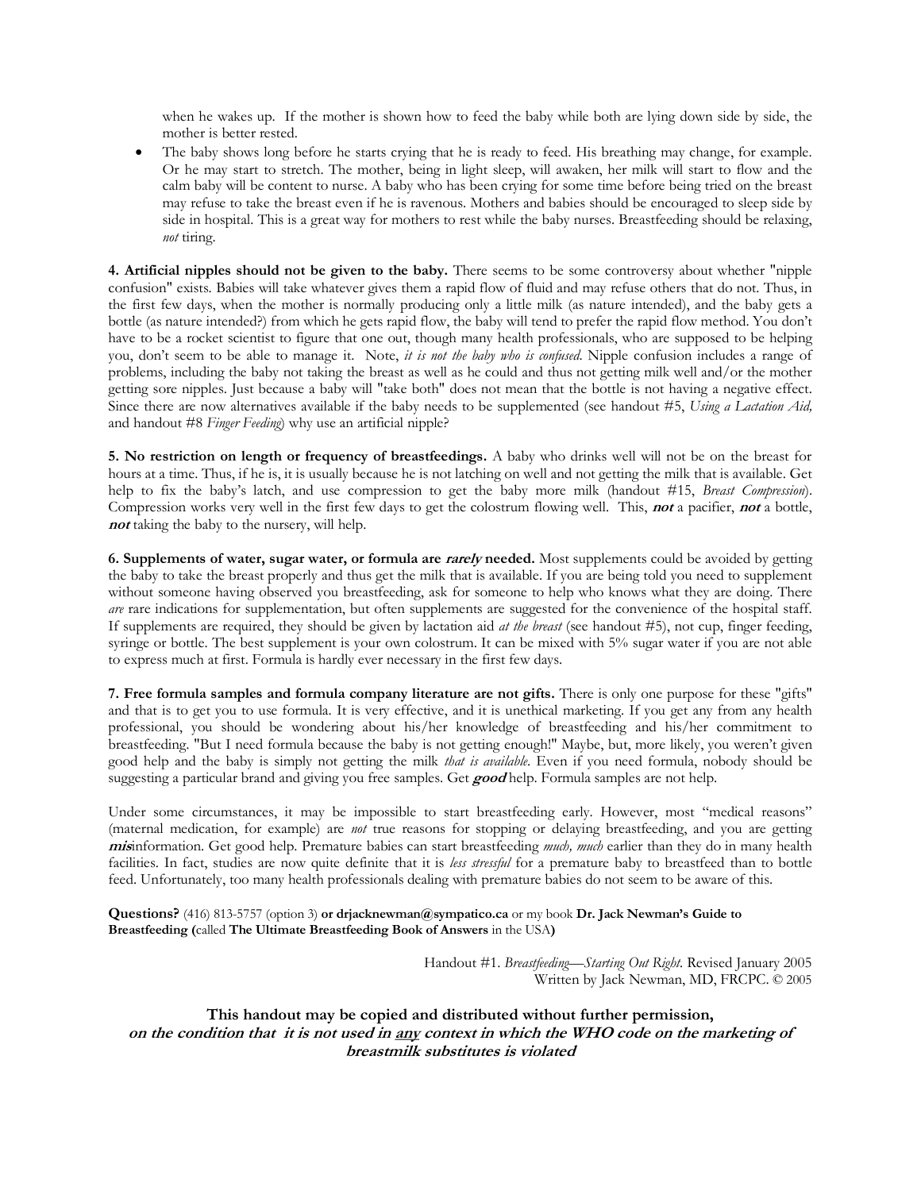when he wakes up. If the mother is shown how to feed the baby while both are lying down side by side, the mother is better rested.

- The baby shows long before he starts crying that he is ready to feed. His breathing may change, for example. Or he may start to stretch. The mother, being in light sleep, will awaken, her milk will start to flow and the calm baby will be content to nurse. A baby who has been crying for some time before being tried on the breast may refuse to take the breast even if he is ravenous. Mothers and babies should be encouraged to sleep side by side in hospital. This is a great way for mothers to rest while the baby nurses. Breastfeeding should be relaxing, *not* tiring.

**4. Artificial nipples should not be given to the baby.** There seems to be some controversy about whether "nipple confusion" exists. Babies will take whatever gives them a rapid flow of fluid and may refuse others that do not. Thus, in the first few days, when the mother is normally producing only a little milk (as nature intended), and the baby gets a bottle (as nature intended?) from which he gets rapid flow, the baby will tend to prefer the rapid flow method. You don't have to be a rocket scientist to figure that one out, though many health professionals, who are supposed to be helping you, don't seem to be able to manage it. Note, *it is not the baby who is confused*. Nipple confusion includes a range of problems, including the baby not taking the breast as well as he could and thus not getting milk well and/or the mother getting sore nipples. Just because a baby will "take both" does not mean that the bottle is not having a negative effect. Since there are now alternatives available if the baby needs to be supplemented (see handout #5, *Using a Lactation Aid,* and handout #8 *Finger Feeding*) why use an artificial nipple?

**5. No restriction on length or frequency of breastfeedings.** A baby who drinks well will not be on the breast for hours at a time. Thus, if he is, it is usually because he is not latching on well and not getting the milk that is available. Get help to fix the baby's latch, and use compression to get the baby more milk (handout #15, *Breast Compression*). Compression works very well in the first few days to get the colostrum flowing well. This, ***not*** a pacifier, ***not*** a bottle, ***not*** taking the baby to the nursery, will help.

**6. Supplements of water, sugar water, or formula are *rarely* needed.** Most supplements could be avoided by getting the baby to take the breast properly and thus get the milk that is available. If you are being told you need to supplement without someone having observed you breastfeeding, ask for someone to help who knows what they are doing. There *are* rare indications for supplementation, but often supplements are suggested for the convenience of the hospital staff. If supplements are required, they should be given by lactation aid *at the breast* (see handout #5), not cup, finger feeding, syringe or bottle. The best supplement is your own colostrum. It can be mixed with 5% sugar water if you are not able to express much at first. Formula is hardly ever necessary in the first few days.

**7. Free formula samples and formula company literature are not gifts.** There is only one purpose for these "gifts" and that is to get you to use formula. It is very effective, and it is unethical marketing. If you get any from any health professional, you should be wondering about his/her knowledge of breastfeeding and his/her commitment to breastfeeding. "But I need formula because the baby is not getting enough!" Maybe, but, more likely, you weren't given good help and the baby is simply not getting the milk *that is available*. Even if you need formula, nobody should be suggesting a particular brand and giving you free samples. Get ***good*** help. Formula samples are not help.

Under some circumstances, it may be impossible to start breastfeeding early. However, most "medical reasons" (maternal medication, for example) are *not* true reasons for stopping or delaying breastfeeding, and you are getting ***mis***information. Get good help. Premature babies can start breastfeeding *much, much* earlier than they do in many health facilities. In fact, studies are now quite definite that it is *less stressful* for a premature baby to breastfeed than to bottle feed. Unfortunately, too many health professionals dealing with premature babies do not seem to be aware of this.

**Questions?** (416) 813-5757 (option 3) **or drjacknewman@sympatico.ca** or my book **Dr. Jack Newman's Guide to Breastfeeding (**called **The Ultimate Breastfeeding Book of Answers** in the USA**)**

Handout #1. *Breastfeeding—Starting Out Right*. Revised January 2005
Written by Jack Newman, MD, FRCPC. © 2005

**This handout may be copied and distributed without further permission,**
***on the condition that it is not used in any context in which the WHO code on the marketing of breastmilk substitutes is violated***